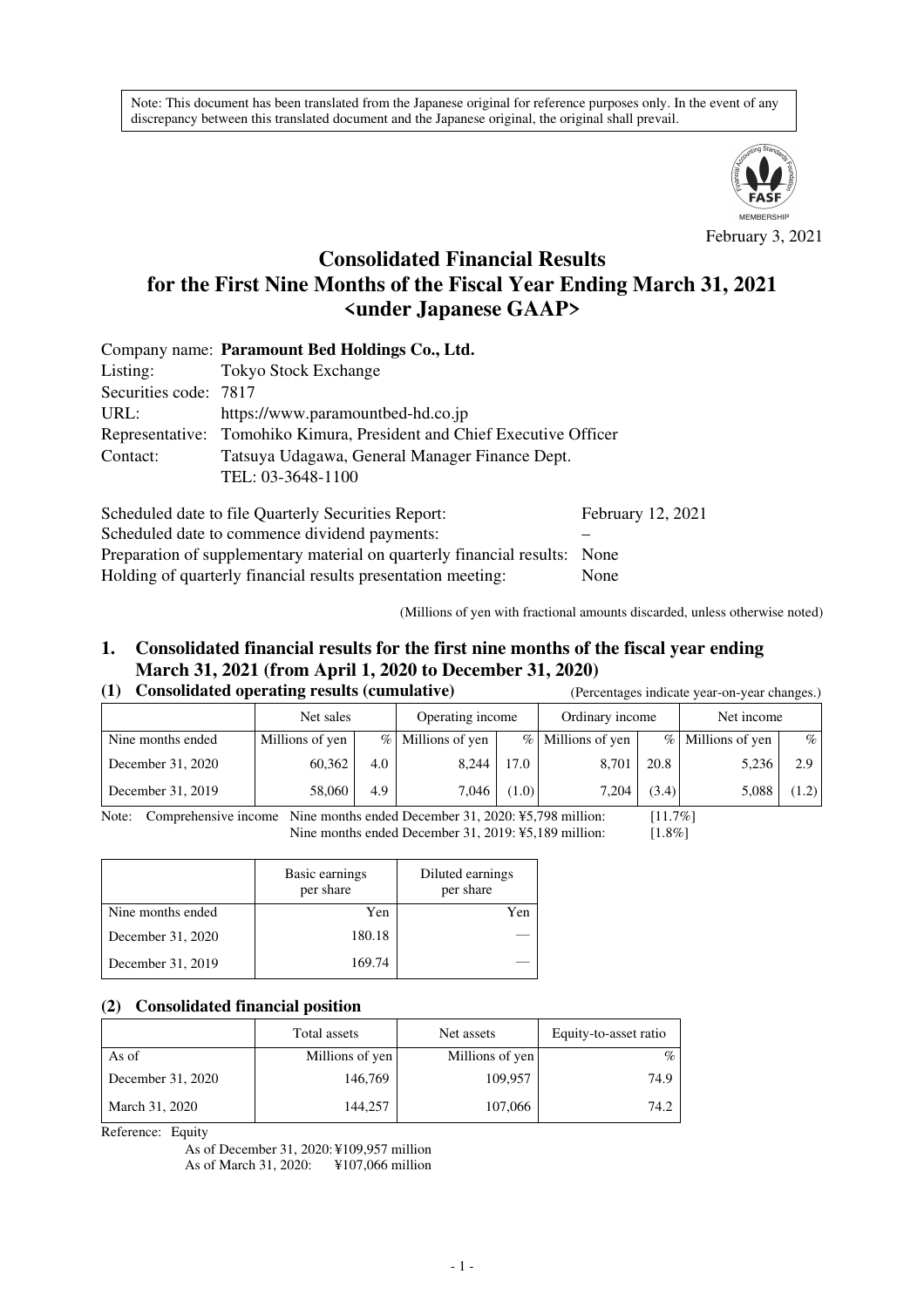Note: This document has been translated from the Japanese original for reference purposes only. In the event of any discrepancy between this translated document and the Japanese original, the original shall prevail.

February 3, 2021

# Consolidated Financial Results for the First Nine Months of the Fiscal Year Ending March 31, 2021 <under Japanese GAAP>

Company name: **Paramount Bed Holdings Co., Ltd.**
Listing: Tokyo Stock Exchange
Securities code: 7817
URL: https://www.paramountbed-hd.co.jp
Representative: Tomohiko Kimura, President and Chief Executive Officer
Contact: Tatsuya Udagawa, General Manager Finance Dept.
TEL: 03-3648-1100

Scheduled date to file Quarterly Securities Report: February 12, 2021
Scheduled date to commence dividend payments: –
Preparation of supplementary material on quarterly financial results: None
Holding of quarterly financial results presentation meeting: None

(Millions of yen with fractional amounts discarded, unless otherwise noted)

## 1. Consolidated financial results for the first nine months of the fiscal year ending March 31, 2021 (from April 1, 2020 to December 31, 2020)

### (1) Consolidated operating results (cumulative)

(Percentages indicate year-on-year changes.)

| | Net sales | | Operating income | | Ordinary income | | Net income | |
|---|---|---|---|---|---|---|---|---|
| Nine months ended | Millions of yen | % | Millions of yen | % | Millions of yen | % | Millions of yen | % |
| December 31, 2020 | 60,362 | 4.0 | 8,244 | 17.0 | 8,701 | 20.8 | 5,236 | 2.9 |
| December 31, 2019 | 58,060 | 4.9 | 7,046 | (1.0) | 7,204 | (3.4) | 5,088 | (1.2) |

Note: Comprehensive income Nine months ended December 31, 2020: ¥5,798 million: [11.7%]
Nine months ended December 31, 2019: ¥5,189 million: [1.8%]

| | Basic earnings per share | Diluted earnings per share |
|---|---|---|
| Nine months ended | Yen | Yen |
| December 31, 2020 | 180.18 | — |
| December 31, 2019 | 169.74 | — |

### (2) Consolidated financial position

| | Total assets | Net assets | Equity-to-asset ratio |
|---|---|---|---|
| As of | Millions of yen | Millions of yen | % |
| December 31, 2020 | 146,769 | 109,957 | 74.9 |
| March 31, 2020 | 144,257 | 107,066 | 74.2 |

Reference: Equity
As of December 31, 2020: ¥109,957 million
As of March 31, 2020: ¥107,066 million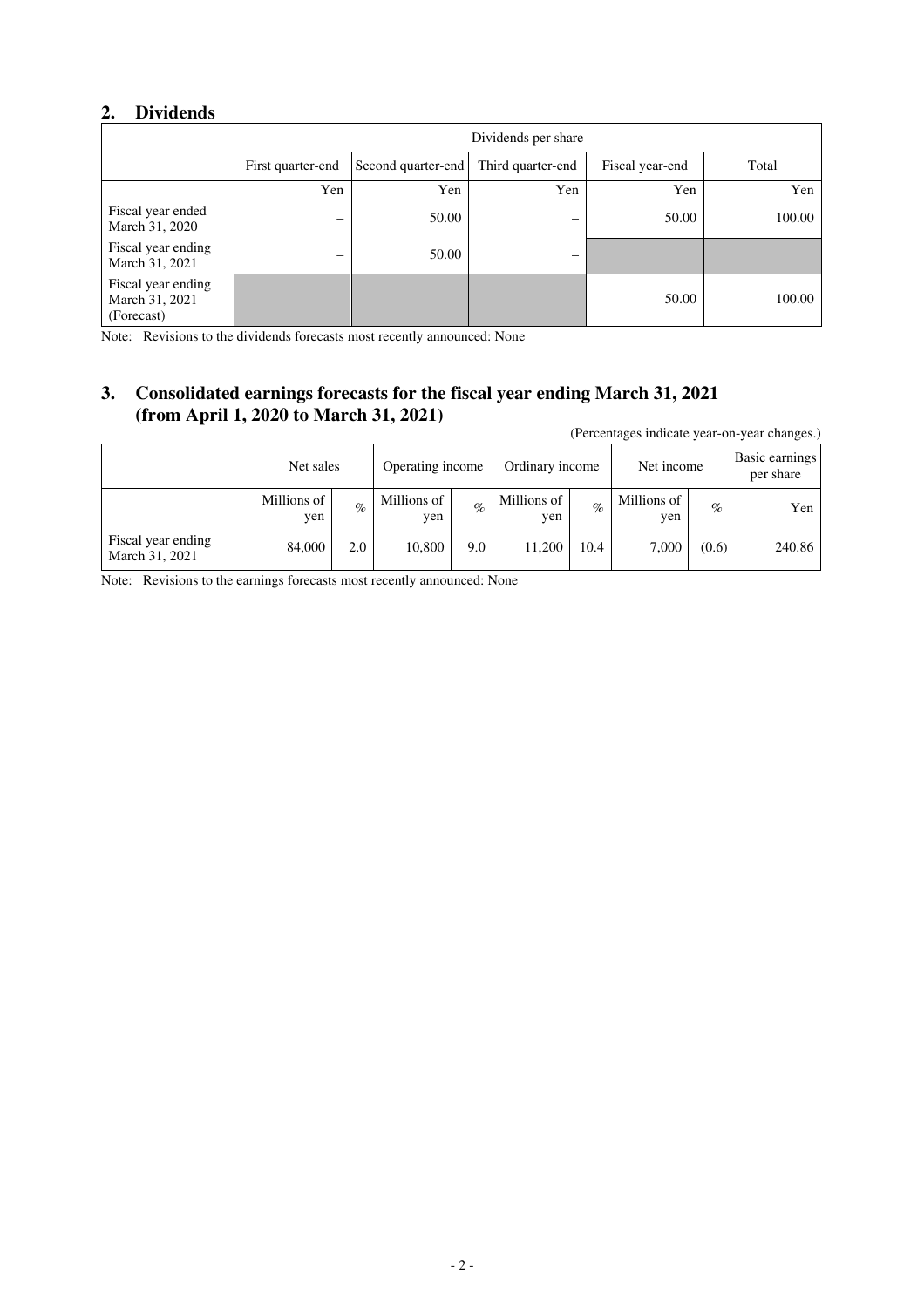## 2. Dividends

| | Dividends per share | | | | |
|---|---|---|---|---|---|
| | First quarter-end | Second quarter-end | Third quarter-end | Fiscal year-end | Total |
| | Yen | Yen | Yen | Yen | Yen |
| Fiscal year ended March 31, 2020 | – | 50.00 | – | 50.00 | 100.00 |
| Fiscal year ending March 31, 2021 | – | 50.00 | – | | |
| Fiscal year ending March 31, 2021 (Forecast) | | | | 50.00 | 100.00 |

Note: Revisions to the dividends forecasts most recently announced: None

## 3. Consolidated earnings forecasts for the fiscal year ending March 31, 2021 (from April 1, 2020 to March 31, 2021)

(Percentages indicate year-on-year changes.)

| | Net sales | | Operating income | | Ordinary income | | Net income | | Basic earnings per share |
|---|---|---|---|---|---|---|---|---|---|
| | Millions of yen | % | Millions of yen | % | Millions of yen | % | Millions of yen | % | Yen |
| Fiscal year ending March 31, 2021 | 84,000 | 2.0 | 10,800 | 9.0 | 11,200 | 10.4 | 7,000 | (0.6) | 240.86 |

Note: Revisions to the earnings forecasts most recently announced: None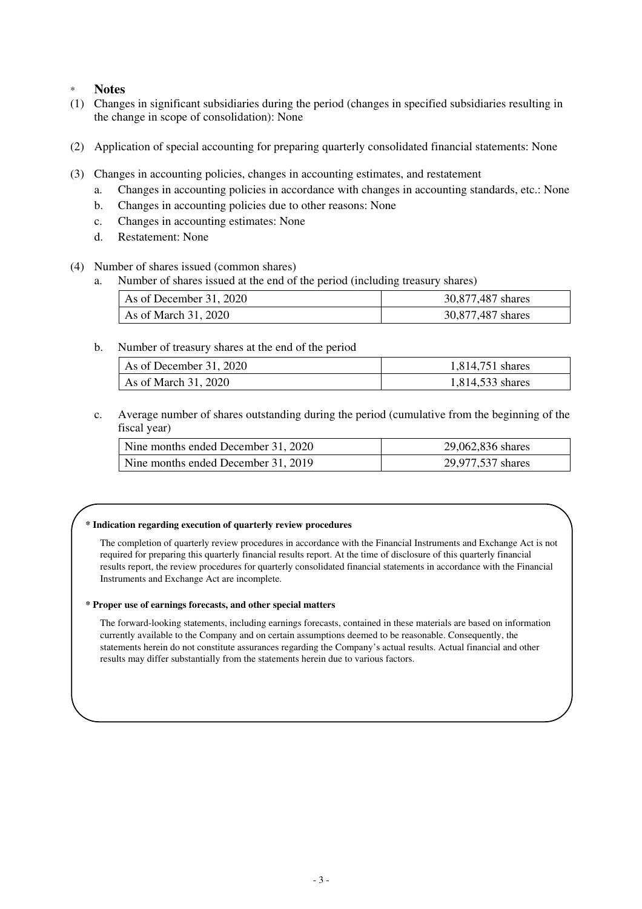## * Notes

(1) Changes in significant subsidiaries during the period (changes in specified subsidiaries resulting in the change in scope of consolidation): None

(2) Application of special accounting for preparing quarterly consolidated financial statements: None

(3) Changes in accounting policies, changes in accounting estimates, and restatement

a. Changes in accounting policies in accordance with changes in accounting standards, etc.: None
b. Changes in accounting policies due to other reasons: None
c. Changes in accounting estimates: None
d. Restatement: None

(4) Number of shares issued (common shares)

a. Number of shares issued at the end of the period (including treasury shares)

| | |
|---|---|
| As of December 31, 2020 | 30,877,487 shares |
| As of March 31, 2020 | 30,877,487 shares |

b. Number of treasury shares at the end of the period

| | |
|---|---|
| As of December 31, 2020 | 1,814,751 shares |
| As of March 31, 2020 | 1,814,533 shares |

c. Average number of shares outstanding during the period (cumulative from the beginning of the fiscal year)

| | |
|---|---|
| Nine months ended December 31, 2020 | 29,062,836 shares |
| Nine months ended December 31, 2019 | 29,977,537 shares |

**\* Indication regarding execution of quarterly review procedures**

The completion of quarterly review procedures in accordance with the Financial Instruments and Exchange Act is not required for preparing this quarterly financial results report. At the time of disclosure of this quarterly financial results report, the review procedures for quarterly consolidated financial statements in accordance with the Financial Instruments and Exchange Act are incomplete.

**\* Proper use of earnings forecasts, and other special matters**

The forward-looking statements, including earnings forecasts, contained in these materials are based on information currently available to the Company and on certain assumptions deemed to be reasonable. Consequently, the statements herein do not constitute assurances regarding the Company's actual results. Actual financial and other results may differ substantially from the statements herein due to various factors.